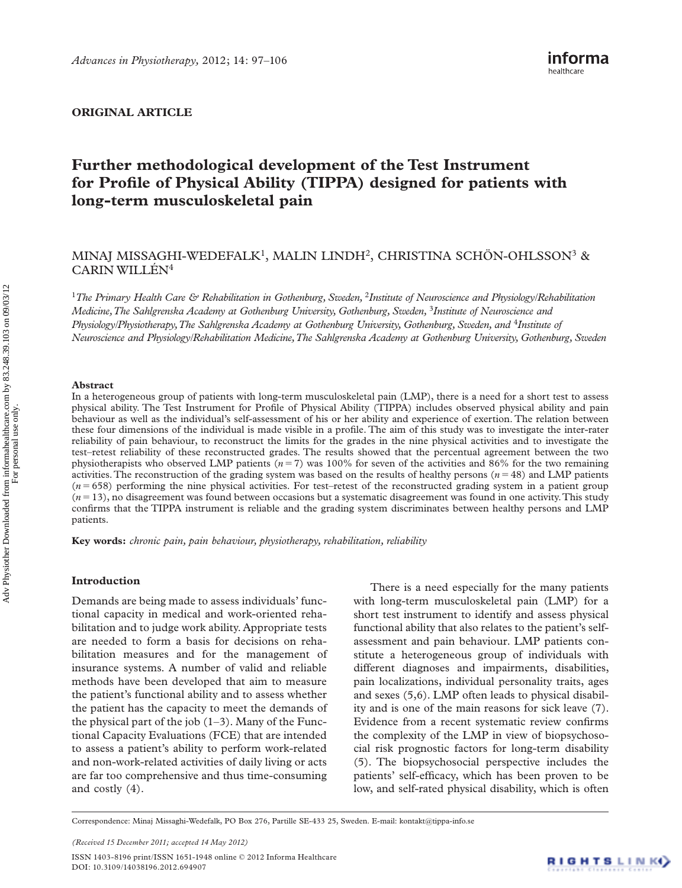ORIGINAL ARTICLE

# Further methodological development of the Test Instrument for Profile of Physical Ability (TIPPA) designed for patients with long-term musculoskeletal pain

MINAJ MISSAGHI-WEDEFALK[1], MALIN LINDH[2], CHRISTINA SCHÖN-OHLSSON[3] & CARIN WILLÉN[4]

[1]*The Primary Health Care & Rehabilitation in Gothenburg, Sweden,* [2]*Institute of Neuroscience and Physiology/Rehabilitation Medicine, The Sahlgrenska Academy at Gothenburg University, Gothenburg, Sweden,* [3]*Institute of Neuroscience and Physiology/Physiotherapy, The Sahlgrenska Academy at Gothenburg University, Gothenburg, Sweden, and* [4]*Institute of Neuroscience and Physiology/Rehabilitation Medicine, The Sahlgrenska Academy at Gothenburg University, Gothenburg, Sweden*

### Abstract

In a heterogeneous group of patients with long-term musculoskeletal pain (LMP), there is a need for a short test to assess physical ability. The Test Instrument for Profile of Physical Ability (TIPPA) includes observed physical ability and pain behaviour as well as the individual's self-assessment of his or her ability and experience of exertion. The relation between these four dimensions of the individual is made visible in a profile. The aim of this study was to investigate the inter-rater reliability of pain behaviour, to reconstruct the limits for the grades in the nine physical activities and to investigate the test–retest reliability of these reconstructed grades. The results showed that the percentual agreement between the two physiotherapists who observed LMP patients ($n = 7$) was 100% for seven of the activities and 86% for the two remaining activities. The reconstruction of the grading system was based on the results of healthy persons ($n = 48$) and LMP patients ($n = 658$) performing the nine physical activities. For test–retest of the reconstructed grading system in a patient group ($n = 13$), no disagreement was found between occasions but a systematic disagreement was found in one activity. This study confirms that the TIPPA instrument is reliable and the grading system discriminates between healthy persons and LMP patients.

**Key words:** *chronic pain, pain behaviour, physiotherapy, rehabilitation, reliability*

## Introduction

Demands are being made to assess individuals' functional capacity in medical and work-oriented rehabilitation and to judge work ability. Appropriate tests are needed to form a basis for decisions on rehabilitation measures and for the management of insurance systems. A number of valid and reliable methods have been developed that aim to measure the patient's functional ability and to assess whether the patient has the capacity to meet the demands of the physical part of the job (1–3). Many of the Functional Capacity Evaluations (FCE) that are intended to assess a patient's ability to perform work-related and non-work-related activities of daily living or acts are far too comprehensive and thus time-consuming and costly (4).

There is a need especially for the many patients with long-term musculoskeletal pain (LMP) for a short test instrument to identify and assess physical functional ability that also relates to the patient's self-assessment and pain behaviour. LMP patients constitute a heterogeneous group of individuals with different diagnoses and impairments, disabilities, pain localizations, individual personality traits, ages and sexes (5,6). LMP often leads to physical disability and is one of the main reasons for sick leave (7). Evidence from a recent systematic review confirms the complexity of the LMP in view of biopsychosocial risk prognostic factors for long-term disability (5). The biopsychosocial perspective includes the patients' self-efficacy, which has been proven to be low, and self-rated physical disability, which is often

Correspondence: Minaj Missaghi-Wedefalk, PO Box 276, Partille SE-433 25, Sweden. E-mail: kontakt@tippa-info.se

*(Received 15 December 2011; accepted 14 May 2012)*

ISSN 1403-8196 print/ISSN 1651-1948 online © 2012 Informa Healthcare
DOI: 10.3109/14038196.2012.694907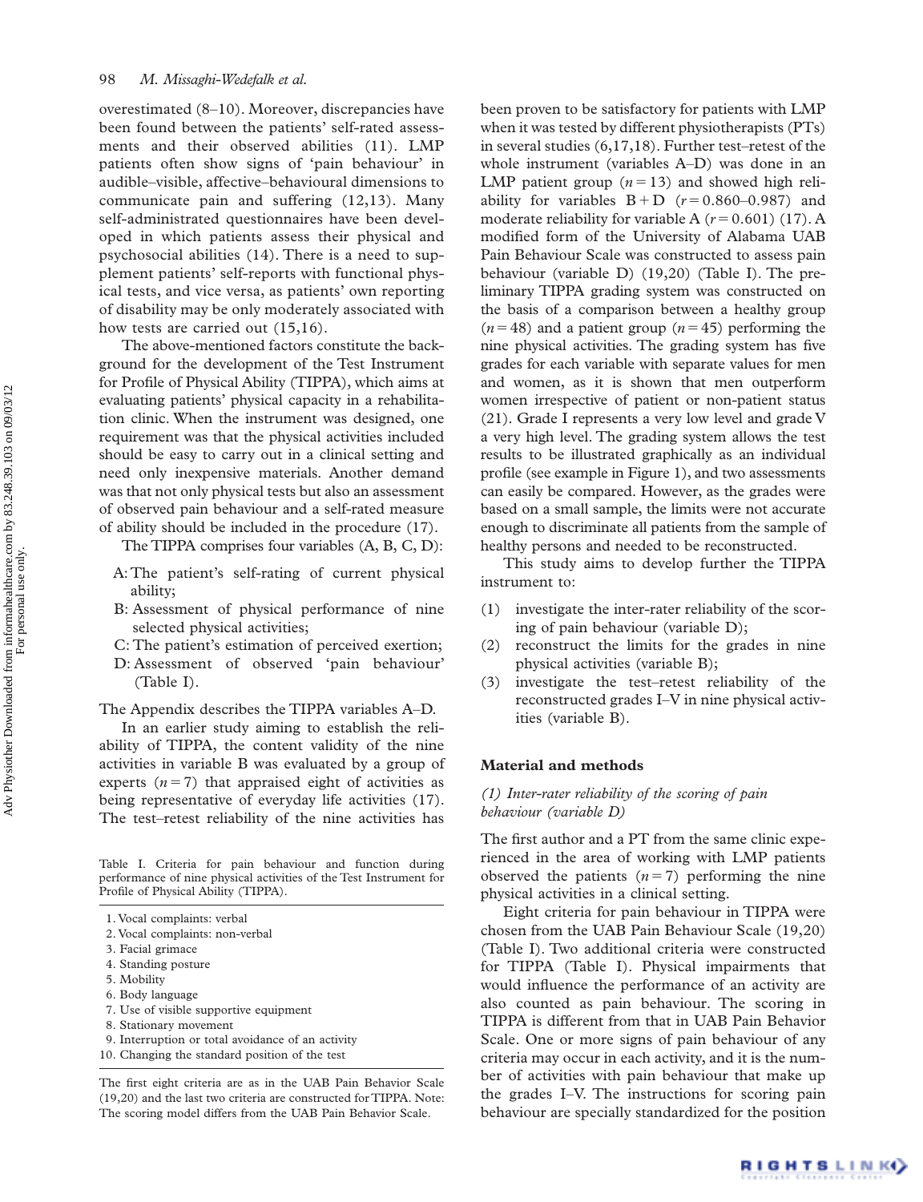overestimated (8–10). Moreover, discrepancies have been found between the patients' self-rated assessments and their observed abilities (11). LMP patients often show signs of 'pain behaviour' in audible–visible, affective–behavioural dimensions to communicate pain and suffering (12,13). Many self-administrated questionnaires have been developed in which patients assess their physical and psychosocial abilities (14). There is a need to supplement patients' self-reports with functional physical tests, and vice versa, as patients' own reporting of disability may be only moderately associated with how tests are carried out (15,16).

The above-mentioned factors constitute the background for the development of the Test Instrument for Profile of Physical Ability (TIPPA), which aims at evaluating patients' physical capacity in a rehabilitation clinic. When the instrument was designed, one requirement was that the physical activities included should be easy to carry out in a clinical setting and need only inexpensive materials. Another demand was that not only physical tests but also an assessment of observed pain behaviour and a self-rated measure of ability should be included in the procedure (17).

The TIPPA comprises four variables (A, B, C, D):

- A: The patient's self-rating of current physical ability;
- B: Assessment of physical performance of nine selected physical activities;
- C: The patient's estimation of perceived exertion;
- D: Assessment of observed 'pain behaviour' (Table I).

The Appendix describes the TIPPA variables A–D.

In an earlier study aiming to establish the reliability of TIPPA, the content validity of the nine activities in variable B was evaluated by a group of experts ($n = 7$) that appraised eight of activities as being representative of everyday life activities (17). The test–retest reliability of the nine activities has been proven to be satisfactory for patients with LMP when it was tested by different physiotherapists (PTs) in several studies (6,17,18). Further test–retest of the whole instrument (variables A–D) was done in an LMP patient group ($n = 13$) and showed high reliability for variables B + D ($r = 0.860$–$0.987$) and moderate reliability for variable A ($r = 0.601$) (17). A modified form of the University of Alabama UAB Pain Behaviour Scale was constructed to assess pain behaviour (variable D) (19,20) (Table I). The preliminary TIPPA grading system was constructed on the basis of a comparison between a healthy group ($n = 48$) and a patient group ($n = 45$) performing the nine physical activities. The grading system has five grades for each variable with separate values for men and women, as it is shown that men outperform women irrespective of patient or non-patient status (21). Grade I represents a very low level and grade V a very high level. The grading system allows the test results to be illustrated graphically as an individual profile (see example in Figure 1), and two assessments can easily be compared. However, as the grades were based on a small sample, the limits were not accurate enough to discriminate all patients from the sample of healthy persons and needed to be reconstructed.

This study aims to develop further the TIPPA instrument to:

1. investigate the inter-rater reliability of the scoring of pain behaviour (variable D);
2. reconstruct the limits for the grades in nine physical activities (variable B);
3. investigate the test–retest reliability of the reconstructed grades I–V in nine physical activities (variable B).

Table I. Criteria for pain behaviour and function during performance of nine physical activities of the Test Instrument for Profile of Physical Ability (TIPPA).

| |
|---|
| 1. Vocal complaints: verbal |
| 2. Vocal complaints: non-verbal |
| 3. Facial grimace |
| 4. Standing posture |
| 5. Mobility |
| 6. Body language |
| 7. Use of visible supportive equipment |
| 8. Stationary movement |
| 9. Interruption or total avoidance of an activity |
| 10. Changing the standard position of the test |

The first eight criteria are as in the UAB Pain Behavior Scale (19,20) and the last two criteria are constructed for TIPPA. Note: The scoring model differs from the UAB Pain Behavior Scale.

## Material and methods

### *(1) Inter-rater reliability of the scoring of pain behaviour (variable D)*

The first author and a PT from the same clinic experienced in the area of working with LMP patients observed the patients ($n = 7$) performing the nine physical activities in a clinical setting.

Eight criteria for pain behaviour in TIPPA were chosen from the UAB Pain Behaviour Scale (19,20) (Table I). Two additional criteria were constructed for TIPPA (Table I). Physical impairments that would influence the performance of an activity are also counted as pain behaviour. The scoring in TIPPA is different from that in UAB Pain Behavior Scale. One or more signs of pain behaviour of any criteria may occur in each activity, and it is the number of activities with pain behaviour that make up the grades I–V. The instructions for scoring pain behaviour are specially standardized for the position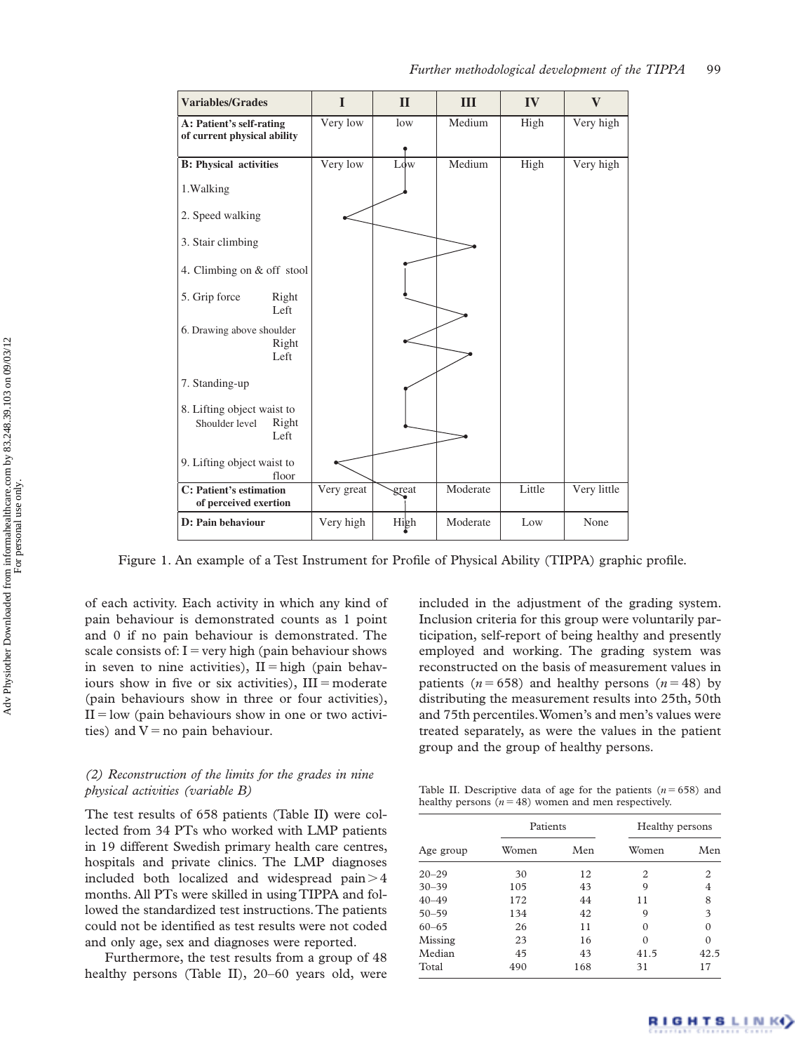| Variables/Grades | I | II | III | IV | V |
|---|---|---|---|---|---|
| **A: Patient's self-rating of current physical ability** | Very low | low | Medium | High | Very high |
| **B: Physical activities** | Very low | Low | Medium | High | Very high |
| 1. Walking | | | | | |
| 2. Speed walking | | | | | |
| 3. Stair climbing | | | | | |
| 4. Climbing on & off stool | | | | | |
| 5. Grip force Right / Left | | | | | |
| 6. Drawing above shoulder Right / Left | | | | | |
| 7. Standing-up | | | | | |
| 8. Lifting object waist to Shoulder level Right / Left | | | | | |
| 9. Lifting object waist to floor | | | | | |
| **C: Patient's estimation of perceived exertion** | Very great | great | Moderate | Little | Very little |
| **D: Pain behaviour** | Very high | High | Moderate | Low | None |

Figure 1. An example of a Test Instrument for Profile of Physical Ability (TIPPA) graphic profile.

of each activity. Each activity in which any kind of pain behaviour is demonstrated counts as 1 point and 0 if no pain behaviour is demonstrated. The scale consists of: I = very high (pain behaviour shows in seven to nine activities), II = high (pain behaviours show in five or six activities), III = moderate (pain behaviours show in three or four activities), II = low (pain behaviours show in one or two activities) and V = no pain behaviour.

*(2) Reconstruction of the limits for the grades in nine physical activities (variable B)*

The test results of 658 patients (Table II) were collected from 34 PTs who worked with LMP patients in 19 different Swedish primary health care centres, hospitals and private clinics. The LMP diagnoses included both localized and widespread pain > 4 months. All PTs were skilled in using TIPPA and followed the standardized test instructions. The patients could not be identified as test results were not coded and only age, sex and diagnoses were reported.

Furthermore, the test results from a group of 48 healthy persons (Table II), 20–60 years old, were included in the adjustment of the grading system. Inclusion criteria for this group were voluntarily participation, self-report of being healthy and presently employed and working. The grading system was reconstructed on the basis of measurement values in patients ($n = 658$) and healthy persons ($n = 48$) by distributing the measurement results into 25th, 50th and 75th percentiles. Women's and men's values were treated separately, as were the values in the patient group and the group of healthy persons.

Table II. Descriptive data of age for the patients ($n = 658$) and healthy persons ($n = 48$) women and men respectively.

| | Patients | | Healthy persons | |
|---|---|---|---|---|
| Age group | Women | Men | Women | Men |
| 20–29 | 30 | 12 | 2 | 2 |
| 30–39 | 105 | 43 | 9 | 4 |
| 40–49 | 172 | 44 | 11 | 8 |
| 50–59 | 134 | 42 | 9 | 3 |
| 60–65 | 26 | 11 | 0 | 0 |
| Missing | 23 | 16 | 0 | 0 |
| Median | 45 | 43 | 41.5 | 42.5 |
| Total | 490 | 168 | 31 | 17 |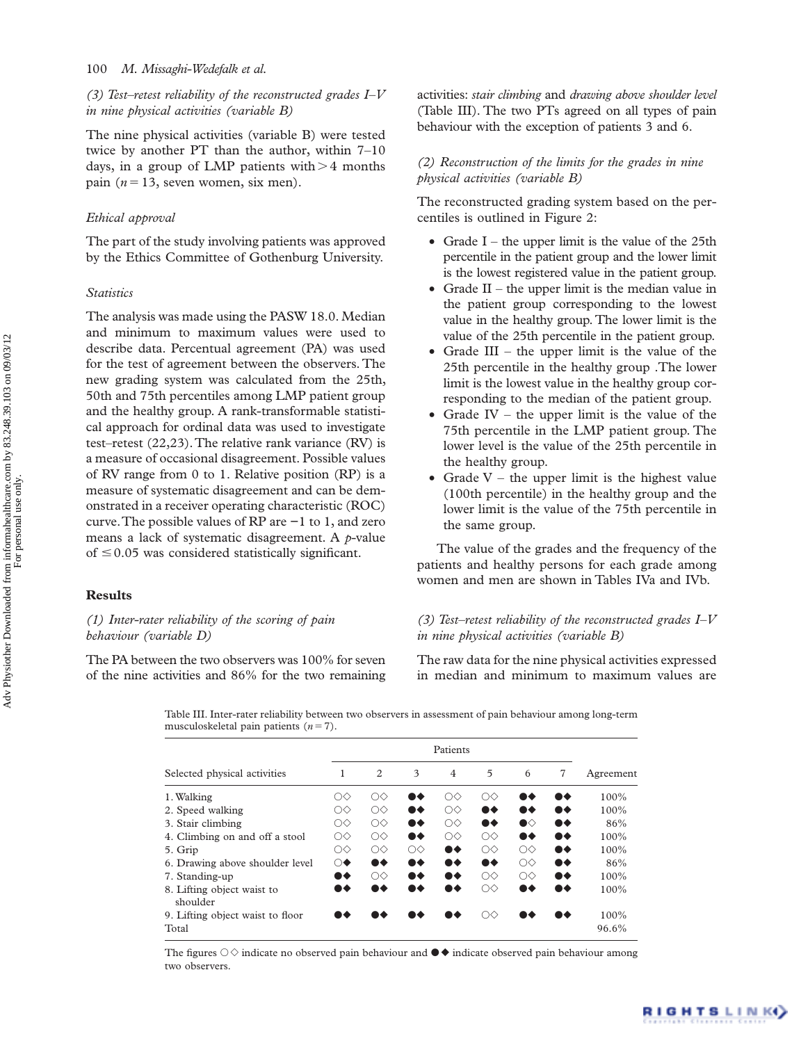*(3) Test–retest reliability of the reconstructed grades I–V in nine physical activities (variable B)*

The nine physical activities (variable B) were tested twice by another PT than the author, within 7–10 days, in a group of LMP patients with > 4 months pain ($n = 13$, seven women, six men).

*Ethical approval*

The part of the study involving patients was approved by the Ethics Committee of Gothenburg University.

*Statistics*

The analysis was made using the PASW 18.0. Median and minimum to maximum values were used to describe data. Percentual agreement (PA) was used for the test of agreement between the observers. The new grading system was calculated from the 25th, 50th and 75th percentiles among LMP patient group and the healthy group. A rank-transformable statistical approach for ordinal data was used to investigate test–retest (22,23). The relative rank variance (RV) is a measure of occasional disagreement. Possible values of RV range from 0 to 1. Relative position (RP) is a measure of systematic disagreement and can be demonstrated in a receiver operating characteristic (ROC) curve. The possible values of RP are −1 to 1, and zero means a lack of systematic disagreement. A *p*-value of ≤ 0.05 was considered statistically significant.

## Results

*(1) Inter-rater reliability of the scoring of pain behaviour (variable D)*

The PA between the two observers was 100% for seven of the nine activities and 86% for the two remaining activities: *stair climbing* and *drawing above shoulder level* (Table III). The two PTs agreed on all types of pain behaviour with the exception of patients 3 and 6.

*(2) Reconstruction of the limits for the grades in nine physical activities (variable B)*

The reconstructed grading system based on the percentiles is outlined in Figure 2:

- Grade I – the upper limit is the value of the 25th percentile in the patient group and the lower limit is the lowest registered value in the patient group.
- Grade II – the upper limit is the median value in the patient group corresponding to the lowest value in the healthy group. The lower limit is the value of the 25th percentile in the patient group.
- Grade III – the upper limit is the value of the 25th percentile in the healthy group .The lower limit is the lowest value in the healthy group corresponding to the median of the patient group.
- Grade IV – the upper limit is the value of the 75th percentile in the LMP patient group. The lower level is the value of the 25th percentile in the healthy group.
- Grade V – the upper limit is the highest value (100th percentile) in the healthy group and the lower limit is the value of the 75th percentile in the same group.

The value of the grades and the frequency of the patients and healthy persons for each grade among women and men are shown in Tables IVa and IVb.

*(3) Test–retest reliability of the reconstructed grades I–V in nine physical activities (variable B)*

The raw data for the nine physical activities expressed in median and minimum to maximum values are

Table III. Inter-rater reliability between two observers in assessment of pain behaviour among long-term musculoskeletal pain patients ($n = 7$).

| Selected physical activities | Patients 1 | 2 | 3 | 4 | 5 | 6 | 7 | Agreement |
|---|---|---|---|---|---|---|---|---|
| 1. Walking | ○◇ | ○◇ | ●◆ | ○◇ | ○◇ | ●◆ | ●◆ | 100% |
| 2. Speed walking | ○◇ | ○◇ | ●◆ | ○◇ | ●◆ | ●◆ | ●◆ | 100% |
| 3. Stair climbing | ○◇ | ○◇ | ●◆ | ○◇ | ●◆ | ●◇ | ●◆ | 86% |
| 4. Climbing on and off a stool | ○◇ | ○◇ | ●◆ | ○◇ | ○◇ | ●◆ | ●◆ | 100% |
| 5. Grip | ○◇ | ○◇ | ○◇ | ●◆ | ○◇ | ○◇ | ●◆ | 100% |
| 6. Drawing above shoulder level | ○◆ | ●◆ | ●◆ | ●◆ | ●◆ | ○◇ | ●◆ | 86% |
| 7. Standing-up | ●◆ | ○◇ | ●◆ | ●◆ | ○◇ | ○◇ | ●◆ | 100% |
| 8. Lifting object waist to shoulder | ●◆ | ●◆ | ●◆ | ●◆ | ○◇ | ●◆ | ●◆ | 100% |
| 9. Lifting object waist to floor | ●◆ | ●◆ | ●◆ | ●◆ | ○◇ | ●◆ | ●◆ | 100% |
| Total | | | | | | | | 96.6% |

The figures ○◇ indicate no observed pain behaviour and ●◆ indicate observed pain behaviour among two observers.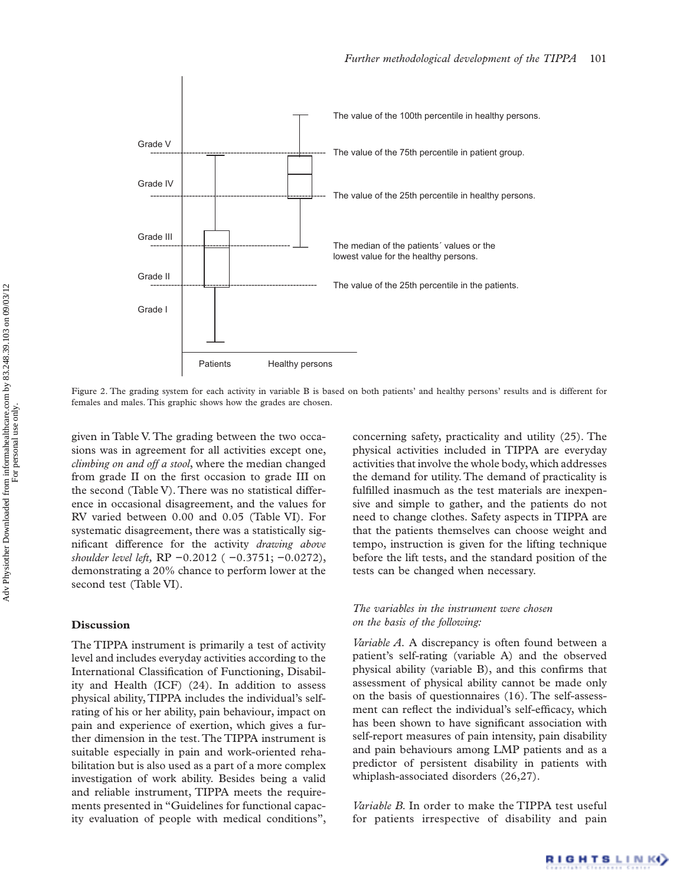Grade V

Grade IV

Grade III

Grade II

Grade I

Patients

Healthy persons

The value of the 100th percentile in healthy persons.

The value of the 75th percentile in patient group.

The value of the 25th percentile in healthy persons.

The median of the patients´ values or the lowest value for the healthy persons.

The value of the 25th percentile in the patients.

Figure 2. The grading system for each activity in variable B is based on both patients' and healthy persons' results and is different for females and males. This graphic shows how the grades are chosen.

given in Table V. The grading between the two occasions was in agreement for all activities except one, *climbing on and off a stool*, where the median changed from grade II on the first occasion to grade III on the second (Table V). There was no statistical difference in occasional disagreement, and the values for RV varied between 0.00 and 0.05 (Table VI). For systematic disagreement, there was a statistically significant difference for the activity *drawing above shoulder level left,* RP −0.2012 ( −0.3751; −0.0272), demonstrating a 20% chance to perform lower at the second test (Table VI).

## Discussion

The TIPPA instrument is primarily a test of activity level and includes everyday activities according to the International Classification of Functioning, Disability and Health (ICF) (24). In addition to assess physical ability, TIPPA includes the individual's self-rating of his or her ability, pain behaviour, impact on pain and experience of exertion, which gives a further dimension in the test. The TIPPA instrument is suitable especially in pain and work-oriented rehabilitation but is also used as a part of a more complex investigation of work ability. Besides being a valid and reliable instrument, TIPPA meets the requirements presented in "Guidelines for functional capacity evaluation of people with medical conditions", concerning safety, practicality and utility (25). The physical activities included in TIPPA are everyday activities that involve the whole body, which addresses the demand for utility. The demand of practicality is fulfilled inasmuch as the test materials are inexpensive and simple to gather, and the patients do not need to change clothes. Safety aspects in TIPPA are that the patients themselves can choose weight and tempo, instruction is given for the lifting technique before the lift tests, and the standard position of the tests can be changed when necessary.

### *The variables in the instrument were chosen on the basis of the following:*

*Variable A.* A discrepancy is often found between a patient's self-rating (variable A) and the observed physical ability (variable B), and this confirms that assessment of physical ability cannot be made only on the basis of questionnaires (16). The self-assessment can reflect the individual's self-efficacy, which has been shown to have significant association with self-report measures of pain intensity, pain disability and pain behaviours among LMP patients and as a predictor of persistent disability in patients with whiplash-associated disorders (26,27).

*Variable B.* In order to make the TIPPA test useful for patients irrespective of disability and pain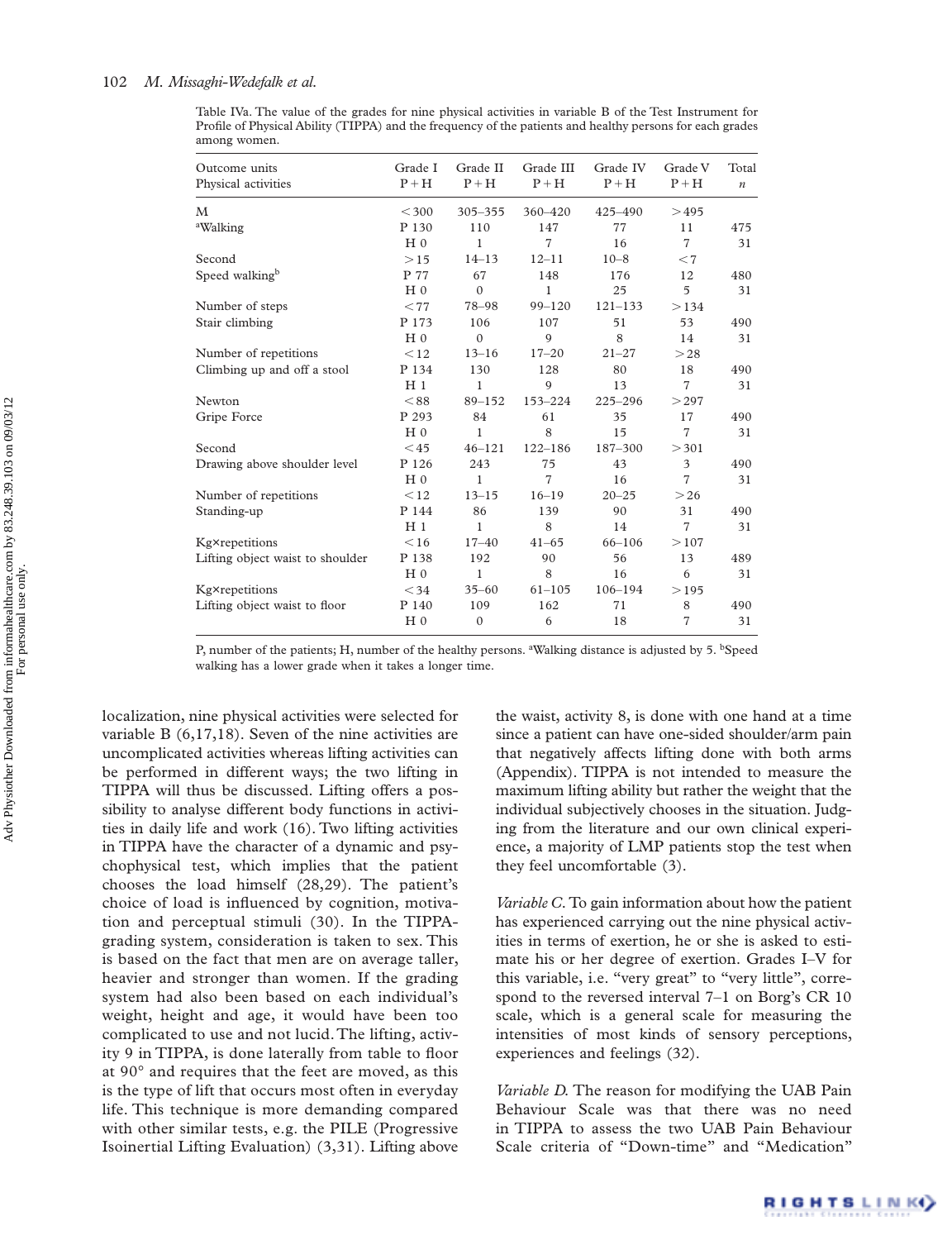Table IVa. The value of the grades for nine physical activities in variable B of the Test Instrument for Profile of Physical Ability (TIPPA) and the frequency of the patients and healthy persons for each grades among women.

| Outcome units<br>Physical activities | Grade I<br>P + H | Grade II<br>P + H | Grade III<br>P + H | Grade IV<br>P + H | Grade V<br>P + H | Total<br>*n* |
|---|---|---|---|---|---|---|
| M | <300 | 305–355 | 360–420 | 425–490 | >495 | |
| [a]Walking | P 130 | 110 | 147 | 77 | 11 | 475 |
| | H 0 | 1 | 7 | 16 | 7 | 31 |
| Second | >15 | 14–13 | 12–11 | 10–8 | <7 | |
| Speed walking[b] | P 77 | 67 | 148 | 176 | 12 | 480 |
| | H 0 | 0 | 1 | 25 | 5 | 31 |
| Number of steps | <77 | 78–98 | 99–120 | 121–133 | >134 | |
| Stair climbing | P 173 | 106 | 107 | 51 | 53 | 490 |
| | H 0 | 0 | 9 | 8 | 14 | 31 |
| Number of repetitions | <12 | 13–16 | 17–20 | 21–27 | >28 | |
| Climbing up and off a stool | P 134 | 130 | 128 | 80 | 18 | 490 |
| | H 1 | 1 | 9 | 13 | 7 | 31 |
| Newton | <88 | 89–152 | 153–224 | 225–296 | >297 | |
| Gripe Force | P 293 | 84 | 61 | 35 | 17 | 490 |
| | H 0 | 1 | 8 | 15 | 7 | 31 |
| Second | <45 | 46–121 | 122–186 | 187–300 | >301 | |
| Drawing above shoulder level | P 126 | 243 | 75 | 43 | 3 | 490 |
| | H 0 | 1 | 7 | 16 | 7 | 31 |
| Number of repetitions | <12 | 13–15 | 16–19 | 20–25 | >26 | |
| Standing-up | P 144 | 86 | 139 | 90 | 31 | 490 |
| | H 1 | 1 | 8 | 14 | 7 | 31 |
| Kg×repetitions | <16 | 17–40 | 41–65 | 66–106 | >107 | |
| Lifting object waist to shoulder | P 138 | 192 | 90 | 56 | 13 | 489 |
| | H 0 | 1 | 8 | 16 | 6 | 31 |
| Kg×repetitions | <34 | 35–60 | 61–105 | 106–194 | >195 | |
| Lifting object waist to floor | P 140 | 109 | 162 | 71 | 8 | 490 |
| | H 0 | 0 | 6 | 18 | 7 | 31 |

P, number of the patients; H, number of the healthy persons. [a]Walking distance is adjusted by 5. [b]Speed walking has a lower grade when it takes a longer time.

localization, nine physical activities were selected for variable B (6,17,18). Seven of the nine activities are uncomplicated activities whereas lifting activities can be performed in different ways; the two lifting in TIPPA will thus be discussed. Lifting offers a possibility to analyse different body functions in activities in daily life and work (16). Two lifting activities in TIPPA have the character of a dynamic and psychophysical test, which implies that the patient chooses the load himself (28,29). The patient's choice of load is influenced by cognition, motivation and perceptual stimuli (30). In the TIPPA-grading system, consideration is taken to sex. This is based on the fact that men are on average taller, heavier and stronger than women. If the grading system had also been based on each individual's weight, height and age, it would have been too complicated to use and not lucid. The lifting, activity 9 in TIPPA, is done laterally from table to floor at 90° and requires that the feet are moved, as this is the type of lift that occurs most often in everyday life. This technique is more demanding compared with other similar tests, e.g. the PILE (Progressive Isoinertial Lifting Evaluation) (3,31). Lifting above the waist, activity 8, is done with one hand at a time since a patient can have one-sided shoulder/arm pain that negatively affects lifting done with both arms (Appendix). TIPPA is not intended to measure the maximum lifting ability but rather the weight that the individual subjectively chooses in the situation. Judging from the literature and our own clinical experience, a majority of LMP patients stop the test when they feel uncomfortable (3).

*Variable C.* To gain information about how the patient has experienced carrying out the nine physical activities in terms of exertion, he or she is asked to estimate his or her degree of exertion. Grades I–V for this variable, i.e. "very great" to "very little", correspond to the reversed interval 7–1 on Borg's CR 10 scale, which is a general scale for measuring the intensities of most kinds of sensory perceptions, experiences and feelings (32).

*Variable D.* The reason for modifying the UAB Pain Behaviour Scale was that there was no need in TIPPA to assess the two UAB Pain Behaviour Scale criteria of "Down-time" and "Medication"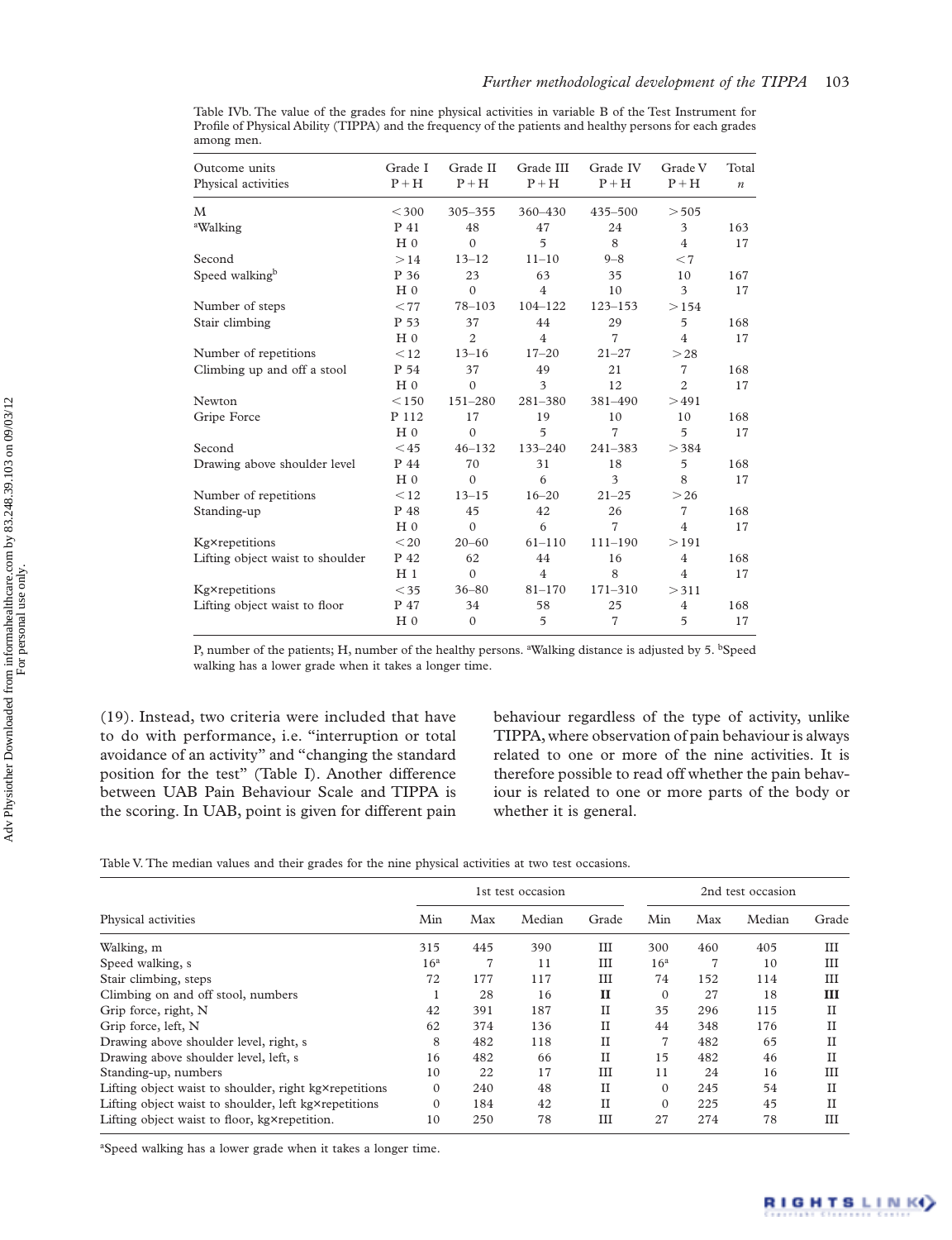Table IVb. The value of the grades for nine physical activities in variable B of the Test Instrument for Profile of Physical Ability (TIPPA) and the frequency of the patients and healthy persons for each grades among men.

| Outcome units Physical activities | | Grade I P + H | Grade II P + H | Grade III P + H | Grade IV P + H | Grade V P + H | Total *n* |
|---|---|---|---|---|---|---|---|
| M | | < 300 | 305–355 | 360–430 | 435–500 | > 505 | |
| [a]Walking | P | 41 | 48 | 47 | 24 | 3 | 163 |
| | H | 0 | 0 | 5 | 8 | 4 | 17 |
| Second | | > 14 | 13–12 | 11–10 | 9–8 | < 7 | |
| Speed walking[b] | P | 36 | 23 | 63 | 35 | 10 | 167 |
| | H | 0 | 0 | 4 | 10 | 3 | 17 |
| Number of steps | | < 77 | 78–103 | 104–122 | 123–153 | > 154 | |
| Stair climbing | P | 53 | 37 | 44 | 29 | 5 | 168 |
| | H | 0 | 2 | 4 | 7 | 4 | 17 |
| Number of repetitions | | < 12 | 13–16 | 17–20 | 21–27 | > 28 | |
| Climbing up and off a stool | P | 54 | 37 | 49 | 21 | 7 | 168 |
| | H | 0 | 0 | 3 | 12 | 2 | 17 |
| Newton | | < 150 | 151–280 | 281–380 | 381–490 | > 491 | |
| Gripe Force | P | 112 | 17 | 19 | 10 | 10 | 168 |
| | H | 0 | 0 | 5 | 7 | 5 | 17 |
| Second | | < 45 | 46–132 | 133–240 | 241–383 | > 384 | |
| Drawing above shoulder level | P | 44 | 70 | 31 | 18 | 5 | 168 |
| | H | 0 | 0 | 6 | 3 | 8 | 17 |
| Number of repetitions | | < 12 | 13–15 | 16–20 | 21–25 | > 26 | |
| Standing-up | P | 48 | 45 | 42 | 26 | 7 | 168 |
| | H | 0 | 0 | 6 | 7 | 4 | 17 |
| Kg×repetitions | | < 20 | 20–60 | 61–110 | 111–190 | > 191 | |
| Lifting object waist to shoulder | P | 42 | 62 | 44 | 16 | 4 | 168 |
| | H | 1 | 0 | 4 | 8 | 4 | 17 |
| Kg×repetitions | | < 35 | 36–80 | 81–170 | 171–310 | > 311 | |
| Lifting object waist to floor | P | 47 | 34 | 58 | 25 | 4 | 168 |
| | H | 0 | 0 | 5 | 7 | 5 | 17 |

P, number of the patients; H, number of the healthy persons. [a]Walking distance is adjusted by 5. [b]Speed walking has a lower grade when it takes a longer time.

(19). Instead, two criteria were included that have to do with performance, i.e. "interruption or total avoidance of an activity" and "changing the standard position for the test" (Table I). Another difference between UAB Pain Behaviour Scale and TIPPA is the scoring. In UAB, point is given for different pain behaviour regardless of the type of activity, unlike TIPPA, where observation of pain behaviour is always related to one or more of the nine activities. It is therefore possible to read off whether the pain behaviour is related to one or more parts of the body or whether it is general.

Table V. The median values and their grades for the nine physical activities at two test occasions.

| Physical activities | 1st test occasion | | | | 2nd test occasion | | | |
|---|---|---|---|---|---|---|---|---|
| | Min | Max | Median | Grade | Min | Max | Median | Grade |
| Walking, m | 315 | 445 | 390 | III | 300 | 460 | 405 | III |
| Speed walking, s | 16[a] | 7 | 11 | III | 16[a] | 7 | 10 | III |
| Stair climbing, steps | 72 | 177 | 117 | III | 74 | 152 | 114 | III |
| Climbing on and off stool, numbers | 1 | 28 | 16 | **II** | 0 | 27 | 18 | **III** |
| Grip force, right, N | 42 | 391 | 187 | II | 35 | 296 | 115 | II |
| Grip force, left, N | 62 | 374 | 136 | II | 44 | 348 | 176 | II |
| Drawing above shoulder level, right, s | 8 | 482 | 118 | II | 7 | 482 | 65 | II |
| Drawing above shoulder level, left, s | 16 | 482 | 66 | II | 15 | 482 | 46 | II |
| Standing-up, numbers | 10 | 22 | 17 | III | 11 | 24 | 16 | III |
| Lifting object waist to shoulder, right kg×repetitions | 0 | 240 | 48 | II | 0 | 245 | 54 | II |
| Lifting object waist to shoulder, left kg×repetitions | 0 | 184 | 42 | II | 0 | 225 | 45 | II |
| Lifting object waist to floor, kg×repetition. | 10 | 250 | 78 | III | 27 | 274 | 78 | III |

[a]Speed walking has a lower grade when it takes a longer time.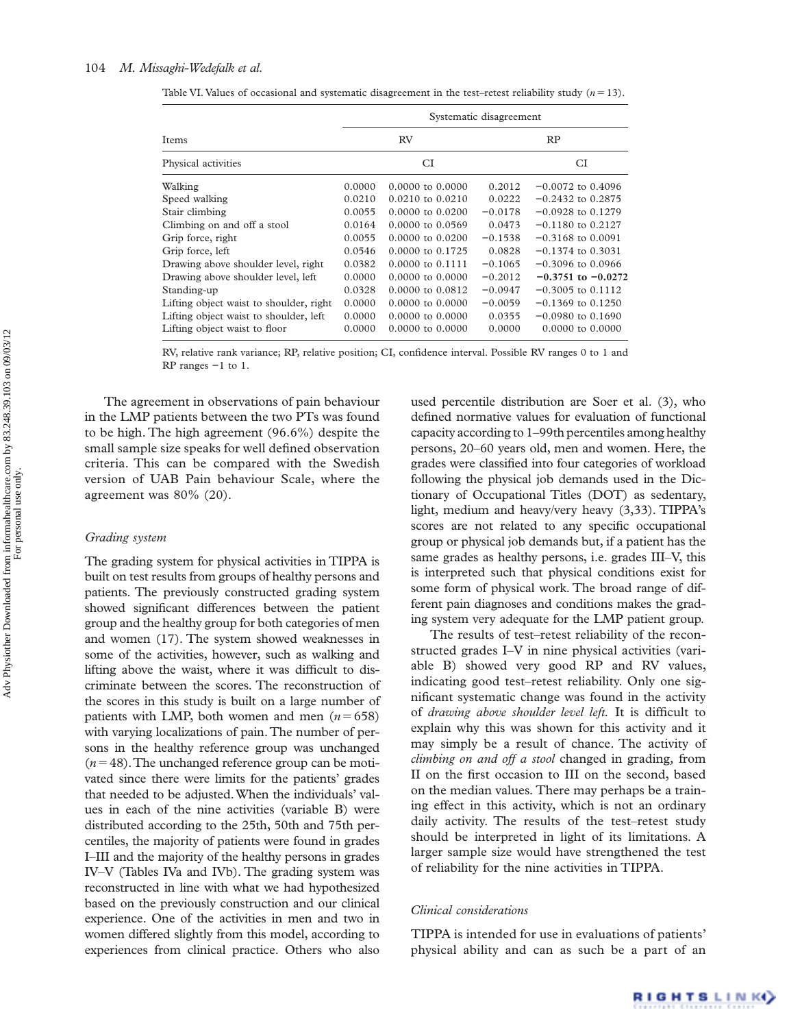Table VI. Values of occasional and systematic disagreement in the test–retest reliability study ($n = 13$).

| Items | Systematic disagreement | | | |
|---|---|---|---|---|
| | RV | | RP | |
| Physical activities | | CI | | CI |
| Walking | 0.0000 | 0.0000 to 0.0000 | 0.2012 | −0.0072 to 0.4096 |
| Speed walking | 0.0210 | 0.0210 to 0.0210 | 0.0222 | −0.2432 to 0.2875 |
| Stair climbing | 0.0055 | 0.0000 to 0.0200 | −0.0178 | −0.0928 to 0.1279 |
| Climbing on and off a stool | 0.0164 | 0.0000 to 0.0569 | 0.0473 | −0.1180 to 0.2127 |
| Grip force, right | 0.0055 | 0.0000 to 0.0200 | −0.1538 | −0.3168 to 0.0091 |
| Grip force, left | 0.0546 | 0.0000 to 0.1725 | 0.0828 | −0.1374 to 0.3031 |
| Drawing above shoulder level, right | 0.0382 | 0.0000 to 0.1111 | −0.1065 | −0.3096 to 0.0966 |
| Drawing above shoulder level, left | 0.0000 | 0.0000 to 0.0000 | −0.2012 | **−0.3751 to −0.0272** |
| Standing-up | 0.0328 | 0.0000 to 0.0812 | −0.0947 | −0.3005 to 0.1112 |
| Lifting object waist to shoulder, right | 0.0000 | 0.0000 to 0.0000 | −0.0059 | −0.1369 to 0.1250 |
| Lifting object waist to shoulder, left | 0.0000 | 0.0000 to 0.0000 | 0.0355 | −0.0980 to 0.1690 |
| Lifting object waist to floor | 0.0000 | 0.0000 to 0.0000 | 0.0000 | 0.0000 to 0.0000 |

RV, relative rank variance; RP, relative position; CI, confidence interval. Possible RV ranges 0 to 1 and RP ranges −1 to 1.

The agreement in observations of pain behaviour in the LMP patients between the two PTs was found to be high. The high agreement (96.6%) despite the small sample size speaks for well defined observation criteria. This can be compared with the Swedish version of UAB Pain behaviour Scale, where the agreement was 80% (20).

*Grading system*

The grading system for physical activities in TIPPA is built on test results from groups of healthy persons and patients. The previously constructed grading system showed significant differences between the patient group and the healthy group for both categories of men and women (17). The system showed weaknesses in some of the activities, however, such as walking and lifting above the waist, where it was difficult to discriminate between the scores. The reconstruction of the scores in this study is built on a large number of patients with LMP, both women and men ($n = 658$) with varying localizations of pain. The number of persons in the healthy reference group was unchanged ($n = 48$). The unchanged reference group can be motivated since there were limits for the patients' grades that needed to be adjusted. When the individuals' values in each of the nine activities (variable B) were distributed according to the 25th, 50th and 75th percentiles, the majority of patients were found in grades I–III and the majority of the healthy persons in grades IV–V (Tables IVa and IVb). The grading system was reconstructed in line with what we had hypothesized based on the previously construction and our clinical experience. One of the activities in men and two in women differed slightly from this model, according to experiences from clinical practice. Others who also used percentile distribution are Soer et al. (3), who defined normative values for evaluation of functional capacity according to 1–99th percentiles among healthy persons, 20–60 years old, men and women. Here, the grades were classified into four categories of workload following the physical job demands used in the Dictionary of Occupational Titles (DOT) as sedentary, light, medium and heavy/very heavy (3,33). TIPPA's scores are not related to any specific occupational group or physical job demands but, if a patient has the same grades as healthy persons, i.e. grades III–V, this is interpreted such that physical conditions exist for some form of physical work. The broad range of different pain diagnoses and conditions makes the grading system very adequate for the LMP patient group.

The results of test–retest reliability of the reconstructed grades I–V in nine physical activities (variable B) showed very good RP and RV values, indicating good test–retest reliability. Only one significant systematic change was found in the activity of *drawing above shoulder level left*. It is difficult to explain why this was shown for this activity and it may simply be a result of chance. The activity of *climbing on and off a stool* changed in grading, from II on the first occasion to III on the second, based on the median values. There may perhaps be a training effect in this activity, which is not an ordinary daily activity. The results of the test–retest study should be interpreted in light of its limitations. A larger sample size would have strengthened the test of reliability for the nine activities in TIPPA.

*Clinical considerations*

TIPPA is intended for use in evaluations of patients' physical ability and can as such be a part of an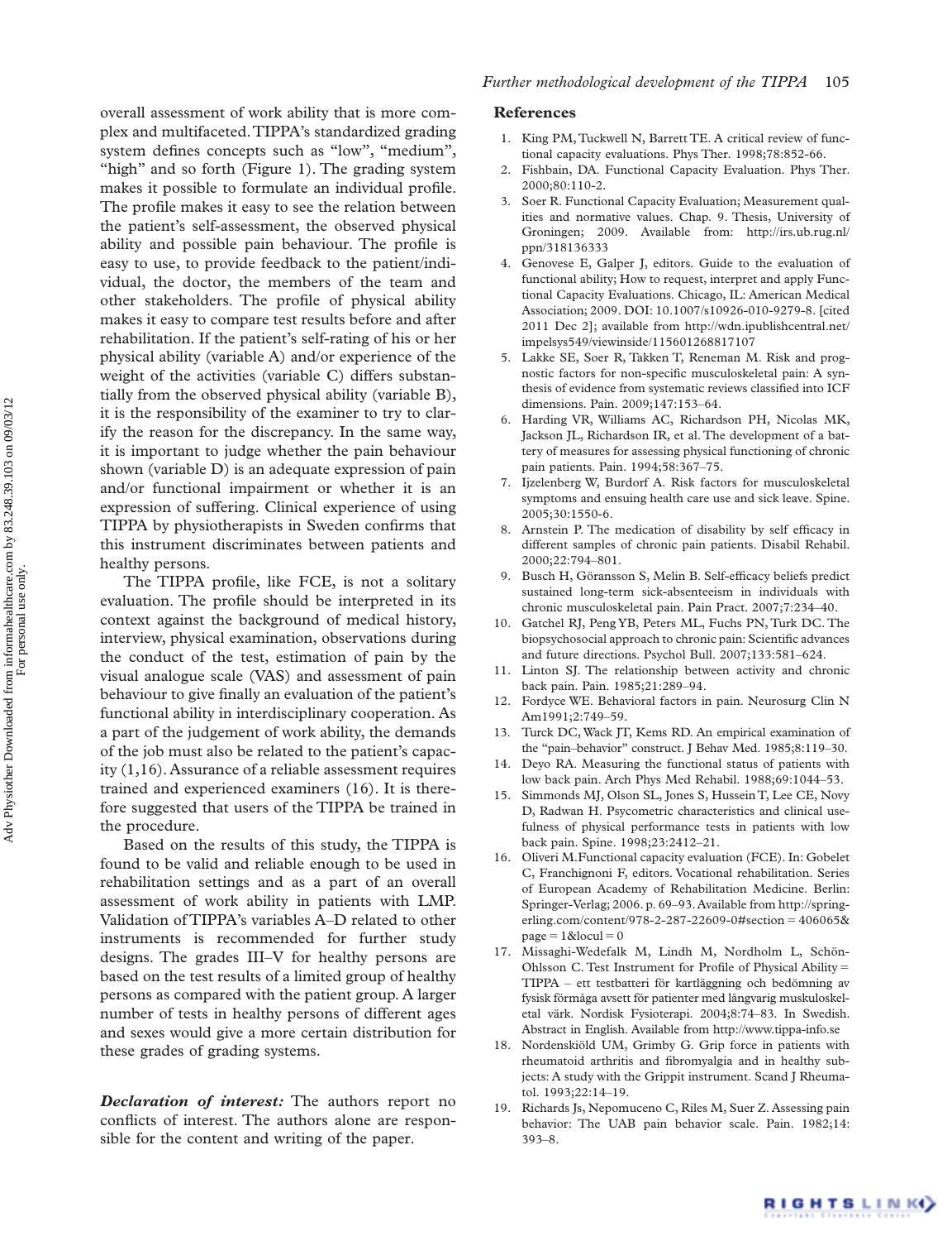overall assessment of work ability that is more complex and multifaceted. TIPPA's standardized grading system defines concepts such as "low", "medium", "high" and so forth (Figure 1). The grading system makes it possible to formulate an individual profile. The profile makes it easy to see the relation between the patient's self-assessment, the observed physical ability and possible pain behaviour. The profile is easy to use, to provide feedback to the patient/individual, the doctor, the members of the team and other stakeholders. The profile of physical ability makes it easy to compare test results before and after rehabilitation. If the patient's self-rating of his or her physical ability (variable A) and/or experience of the weight of the activities (variable C) differs substantially from the observed physical ability (variable B), it is the responsibility of the examiner to try to clarify the reason for the discrepancy. In the same way, it is important to judge whether the pain behaviour shown (variable D) is an adequate expression of pain and/or functional impairment or whether it is an expression of suffering. Clinical experience of using TIPPA by physiotherapists in Sweden confirms that this instrument discriminates between patients and healthy persons.

The TIPPA profile, like FCE, is not a solitary evaluation. The profile should be interpreted in its context against the background of medical history, interview, physical examination, observations during the conduct of the test, estimation of pain by the visual analogue scale (VAS) and assessment of pain behaviour to give finally an evaluation of the patient's functional ability in interdisciplinary cooperation. As a part of the judgement of work ability, the demands of the job must also be related to the patient's capacity (1,16). Assurance of a reliable assessment requires trained and experienced examiners (16). It is therefore suggested that users of the TIPPA be trained in the procedure.

Based on the results of this study, the TIPPA is found to be valid and reliable enough to be used in rehabilitation settings and as a part of an overall assessment of work ability in patients with LMP. Validation of TIPPA's variables A–D related to other instruments is recommended for further study designs. The grades III–V for healthy persons are based on the test results of a limited group of healthy persons as compared with the patient group. A larger number of tests in healthy persons of different ages and sexes would give a more certain distribution for these grades of grading systems.

***Declaration of interest:*** The authors report no conflicts of interest. The authors alone are responsible for the content and writing of the paper.

## References

1. King PM, Tuckwell N, Barrett TE. A critical review of functional capacity evaluations. Phys Ther. 1998;78:852-66.
2. Fishbain, DA. Functional Capacity Evaluation. Phys Ther. 2000;80:110-2.
3. Soer R. Functional Capacity Evaluation; Measurement qualities and normative values. Chap. 9. Thesis, University of Groningen; 2009. Available from: http://irs.ub.rug.nl/ppn/318136333
4. Genovese E, Galper J, editors. Guide to the evaluation of functional ability; How to request, interpret and apply Functional Capacity Evaluations. Chicago, IL: American Medical Association; 2009. DOI: 10.1007/s10926-010-9279-8. [cited 2011 Dec 2]; available from http://wdn.ipublishcentral.net/impelsys549/viewinside/115601268817107
5. Lakke SE, Soer R, Takken T, Reneman M. Risk and prognostic factors for non-specific musculoskeletal pain: A synthesis of evidence from systematic reviews classified into ICF dimensions. Pain. 2009;147:153–64.
6. Harding VR, Williams AC, Richardson PH, Nicolas MK, Jackson JL, Richardson IR, et al. The development of a battery of measures for assessing physical functioning of chronic pain patients. Pain. 1994;58:367–75.
7. Ijzelenberg W, Burdorf A. Risk factors for musculoskeletal symptoms and ensuing health care use and sick leave. Spine. 2005;30:1550-6.
8. Arnstein P. The medication of disability by self efficacy in different samples of chronic pain patients. Disabil Rehabil. 2000;22:794–801.
9. Busch H, Göransson S, Melin B. Self-efficacy beliefs predict sustained long-term sick-absenteeism in individuals with chronic musculoskeletal pain. Pain Pract. 2007;7:234–40.
10. Gatchel RJ, Peng YB, Peters ML, Fuchs PN, Turk DC. The biopsychosocial approach to chronic pain: Scientific advances and future directions. Psychol Bull. 2007;133:581–624.
11. Linton SJ. The relationship between activity and chronic back pain. Pain. 1985;21:289–94.
12. Fordyce WE. Behavioral factors in pain. Neurosurg Clin N Am1991;2:749–59.
13. Turck DC, Wack JT, Kems RD. An empirical examination of the "pain–behavior" construct. J Behav Med. 1985;8:119–30.
14. Deyo RA. Measuring the functional status of patients with low back pain. Arch Phys Med Rehabil. 1988;69:1044–53.
15. Simmonds MJ, Olson SL, Jones S, Hussein T, Lee CE, Novy D, Radwan H. Psycometric characteristics and clinical usefulness of physical performance tests in patients with low back pain. Spine. 1998;23:2412–21.
16. Oliveri M.Functional capacity evaluation (FCE). In: Gobelet C, Franchignoni F, editors. Vocational rehabilitation. Series of European Academy of Rehabilitation Medicine. Berlin: Springer-Verlag; 2006. p. 69–93. Available from http://springerling.com/content/978-2-287-22609-0#section = 406065&page = 1&locul = 0
17. Missaghi-Wedefalk M, Lindh M, Nordholm L, Schön-Ohlsson C. Test Instrument for Profile of Physical Ability = TIPPA – ett testbatteri för kartläggning och bedömning av fysisk förmåga avsett för patienter med långvarig muskuloskeletal värk. Nordisk Fysioterapi. 2004;8:74–83. In Swedish. Abstract in English. Available from http://www.tippa-info.se
18. Nordenskiöld UM, Grimby G. Grip force in patients with rheumatoid arthritis and fibromyalgia and in healthy subjects: A study with the Grippit instrument. Scand J Rhumatol. 1993;22:14–19.
19. Richards Js, Nepomuceno C, Riles M, Suer Z. Assessing pain behavior: The UAB pain behavior scale. Pain. 1982;14: 393–8.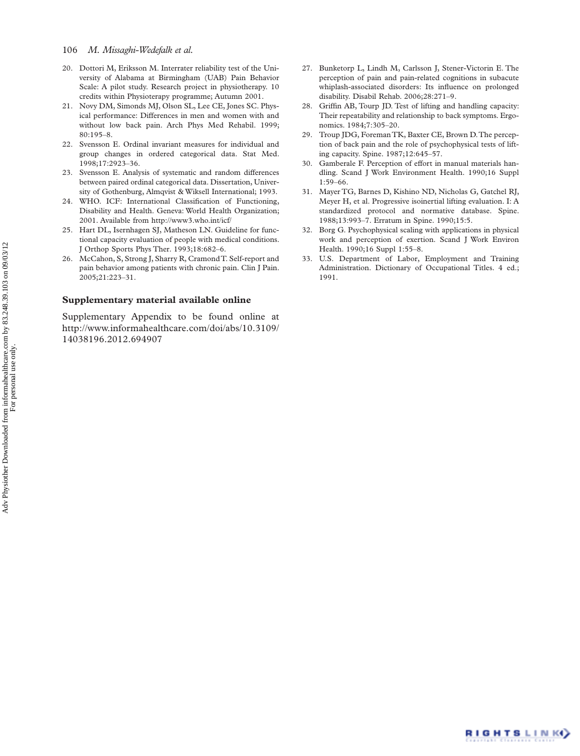20. Dottori M, Eriksson M. Interrater reliability test of the University of Alabama at Birmingham (UAB) Pain Behavior Scale: A pilot study. Research project in physiotherapy. 10 credits within Physioterapy programme; Autumn 2001.
21. Novy DM, Simonds MJ, Olson SL, Lee CE, Jones SC. Physical performance: Differences in men and women with and without low back pain. Arch Phys Med Rehabil. 1999;80:195–8.
22. Svensson E. Ordinal invariant measures for individual and group changes in ordered categorical data. Stat Med. 1998;17:2923–36.
23. Svensson E. Analysis of systematic and random differences between paired ordinal categorical data. Dissertation, University of Gothenburg, Almqvist & Wiksell International; 1993.
24. WHO. ICF: International Classification of Functioning, Disability and Health. Geneva: World Health Organization; 2001. Available from http://www3.who.int/icf/
25. Hart DL, Isernhagen SJ, Matheson LN. Guideline for functional capacity evaluation of people with medical conditions. J Orthop Sports Phys Ther. 1993;18:682–6.
26. McCahon, S, Strong J, Sharry R, Cramond T. Self-report and pain behavior among patients with chronic pain. Clin J Pain. 2005;21:223–31.
27. Bunketorp L, Lindh M, Carlsson J, Stener-Victorin E. The perception of pain and pain-related cognitions in subacute whiplash-associated disorders: Its influence on prolonged disability. Disabil Rehab. 2006;28:271–9.
28. Griffin AB, Tourp JD. Test of lifting and handling capacity: Their repeatability and relationship to back symptoms. Ergonomics. 1984;7:305–20.
29. Troup JDG, Foreman TK, Baxter CE, Brown D. The perception of back pain and the role of psychophysical tests of lifting capacity. Spine. 1987;12:645–57.
30. Gamberale F. Perception of effort in manual materials handling. Scand J Work Environment Health. 1990;16 Suppl 1:59–66.
31. Mayer TG, Barnes D, Kishino ND, Nicholas G, Gatchel RJ, Meyer H, et al. Progressive isoinertial lifting evaluation. I: A standardized protocol and normative database. Spine. 1988;13:993–7. Erratum in Spine. 1990;15:5.
32. Borg G. Psychophysical scaling with applications in physical work and perception of exertion. Scand J Work Environ Health. 1990;16 Suppl 1:55–8.
33. U.S. Department of Labor, Employment and Training Administration. Dictionary of Occupational Titles. 4 ed.; 1991.

## Supplementary material available online

Supplementary Appendix to be found online at http://www.informahealthcare.com/doi/abs/10.3109/14038196.2012.694907